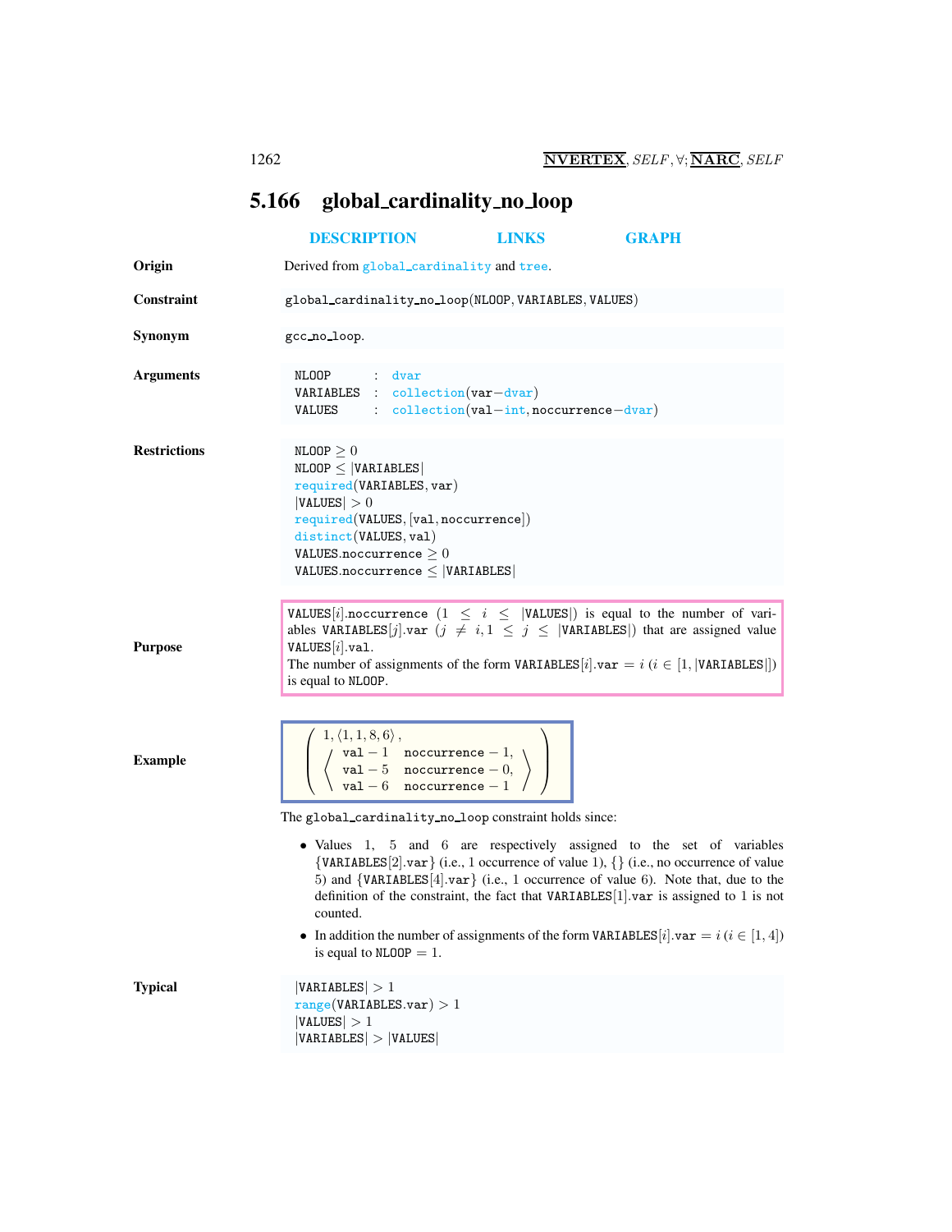## 5.166 global_cardinality_no_loop

DESCRIPTION LINKS GRAPH

**Origin**

Derived from global_cardinality and tree.

**Constraint**

global_cardinality_no_loop(NLOOP, VARIABLES, VALUES)

**Synonym**

gcc_no_loop.

**Arguments**

```
NLOOP      :  dvar
VARIABLES  :  collection(var−dvar)
VALUES     :  collection(val−int, noccurrence−dvar)
```

**Restrictions**

$\texttt{NLOOP} \geq 0$
$\texttt{NLOOP} \leq |\texttt{VARIABLES}|$
required(VARIABLES, var)
$|\texttt{VALUES}| > 0$
required(VALUES, [val, noccurrence])
distinct(VALUES, val)
$\texttt{VALUES.noccurrence} \geq 0$
$\texttt{VALUES.noccurrence} \leq |\texttt{VARIABLES}|$

**Purpose**

VALUES[$i$].noccurrence ($1 \leq i \leq |\texttt{VALUES}|$) is equal to the number of variables VARIABLES[$j$].var ($j \neq i, 1 \leq j \leq |\texttt{VARIABLES}|$) that are assigned value VALUES[$i$].val.
The number of assignments of the form VARIABLES[$i$].var $= i$ ($i \in [1, |\texttt{VARIABLES}|]$) is equal to NLOOP.

**Example**

$$\left(\begin{array}{l} 1, \langle 1, 1, 8, 6 \rangle, \\ \left\langle \begin{array}{ll} \texttt{val}-1 & \texttt{noccurrence}-1, \\ \texttt{val}-5 & \texttt{noccurrence}-0, \\ \texttt{val}-6 & \texttt{noccurrence}-1 \end{array} \right\rangle \end{array}\right)$$

The global_cardinality_no_loop constraint holds since:

- Values 1, 5 and 6 are respectively assigned to the set of variables {VARIABLES[2].var} (i.e., 1 occurrence of value 1), {} (i.e., no occurrence of value 5) and {VARIABLES[4].var} (i.e., 1 occurrence of value 6). Note that, due to the definition of the constraint, the fact that VARIABLES[1].var is assigned to 1 is not counted.
- In addition the number of assignments of the form VARIABLES[$i$].var $= i$ ($i \in [1, 4]$) is equal to NLOOP $= 1$.

**Typical**

$|\texttt{VARIABLES}| > 1$
range(VARIABLES.var) $> 1$
$|\texttt{VALUES}| > 1$
$|\texttt{VARIABLES}| > |\texttt{VALUES}|$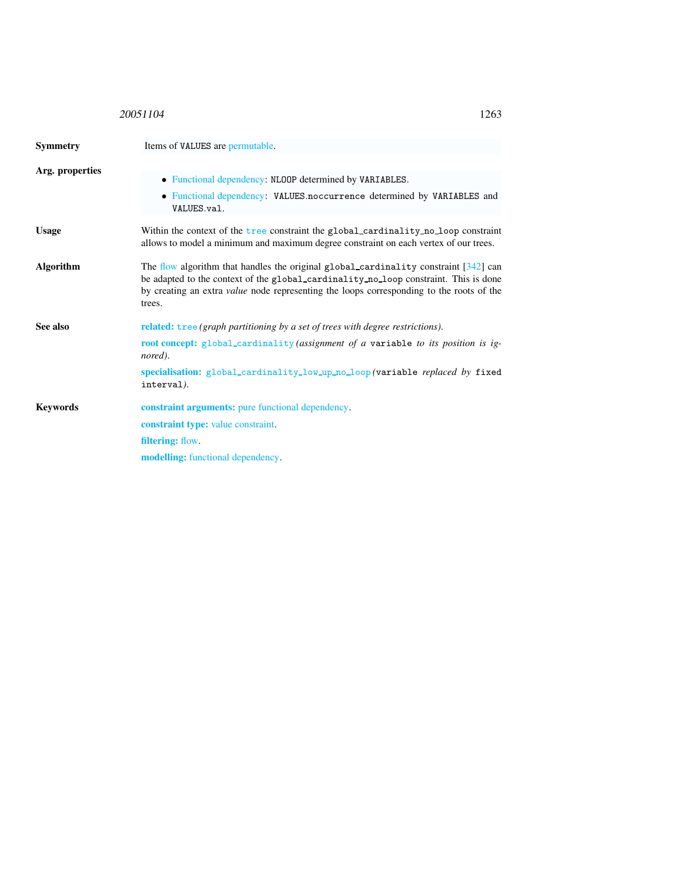**Symmetry** Items of `VALUES` are permutable.

**Arg. properties**

- Functional dependency: `NLOOP` determined by `VARIABLES`.
- Functional dependency: `VALUES.noccurrence` determined by `VARIABLES` and `VALUES.val`.

**Usage** Within the context of the `tree` constraint the `global_cardinality_no_loop` constraint allows to model a minimum and maximum degree constraint on each vertex of our trees.

**Algorithm** The flow algorithm that handles the original `global_cardinality` constraint [342] can be adapted to the context of the `global_cardinality_no_loop` constraint. This is done by creating an extra *value* node representing the loops corresponding to the roots of the trees.

**See also**

**related:** `tree` *(graph partitioning by a set of trees with degree restrictions)*.

**root concept:** `global_cardinality` *(assignment of a* `variable` *to its position is ignored)*.

**specialisation:** `global_cardinality_low_up_no_loop` *(*`variable` *replaced by* `fixed interval`*)*.

**Keywords**

**constraint arguments:** pure functional dependency.

**constraint type:** value constraint.

**filtering:** flow.

**modelling:** functional dependency.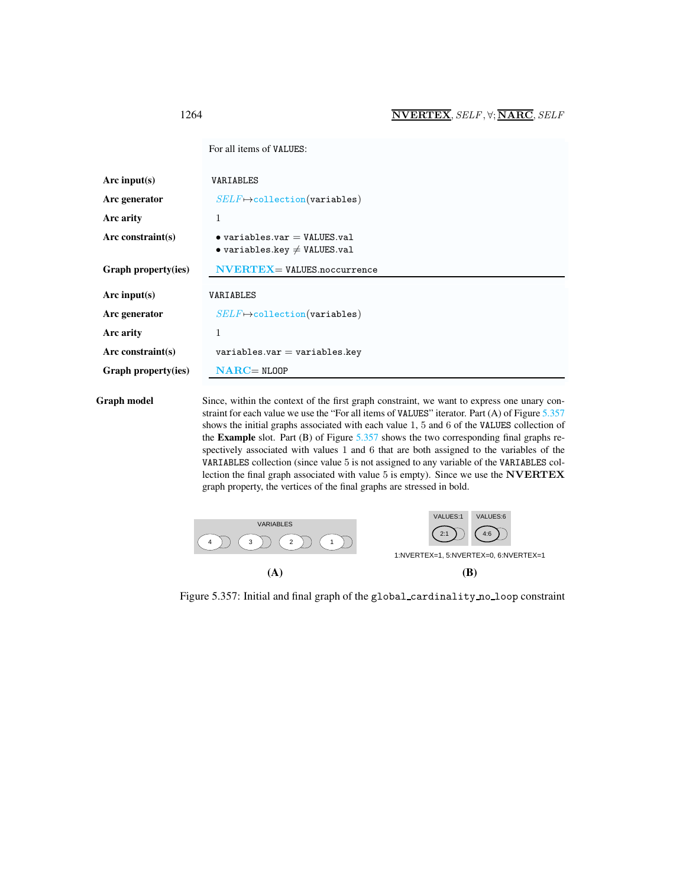For all items of VALUES:

| | |
|---|---|
| **Arc input(s)** | VARIABLES |
| **Arc generator** | *SELF* ↦ collection(variables) |
| **Arc arity** | 1 |
| **Arc constraint(s)** | • variables.var = VALUES.val<br>• variables.key ≠ VALUES.val |
| **Graph property(ies)** | **NVERTEX** = VALUES.noccurrence |

| | |
|---|---|
| **Arc input(s)** | VARIABLES |
| **Arc generator** | *SELF* ↦ collection(variables) |
| **Arc arity** | 1 |
| **Arc constraint(s)** | variables.var = variables.key |
| **Graph property(ies)** | **NARC** = NLOOP |

**Graph model**

Since, within the context of the first graph constraint, we want to express one unary constraint for each value we use the "For all items of VALUES" iterator. Part (A) of Figure 5.357 shows the initial graphs associated with each value 1, 5 and 6 of the VALUES collection of the **Example** slot. Part (B) of Figure 5.357 shows the two corresponding final graphs respectively associated with values 1 and 6 that are both assigned to the variables of the VARIABLES collection (since value 5 is not assigned to any variable of the VARIABLES collection the final graph associated with value 5 is empty). Since we use the **NVERTEX** graph property, the vertices of the final graphs are stressed in bold.

Figure 5.357: Initial and final graph of the global_cardinality_no_loop constraint